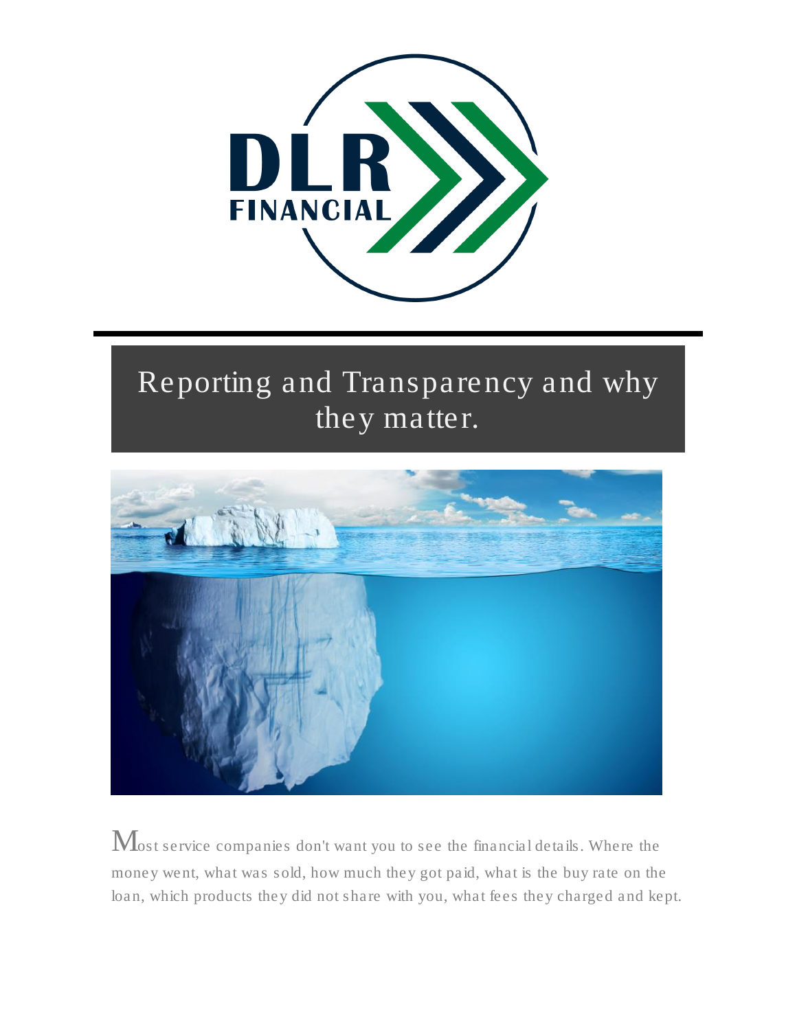# Reporting and Transparency and why they matter.

Most service companies don't want you to see the financial details. Where the money went, what was sold, how much they got paid, what is the buy rate on the loan, which products they did not share with you, what fees they charged and kept.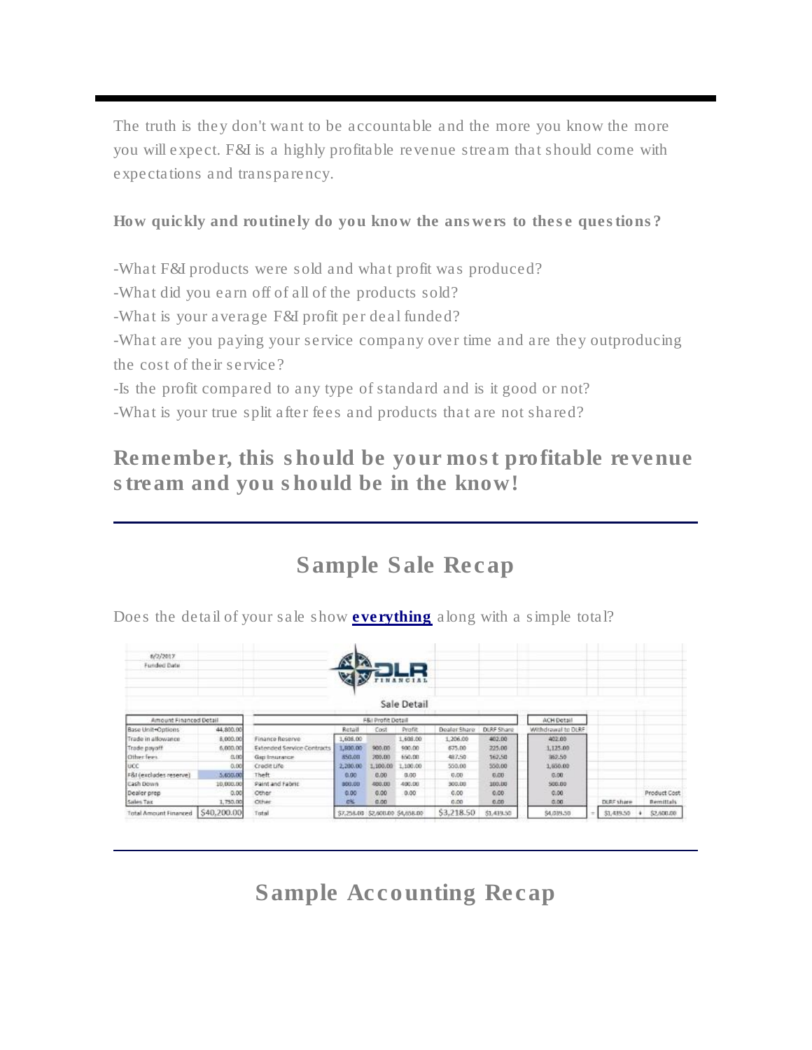The truth is they don't want to be accountable and the more you know the more you will expect. F&I is a highly profitable revenue stream that should come with expectations and transparency.

**How quickly and routinely do you know the answers to these questions?**

-What F&I products were sold and what profit was produced?
-What did you earn off of all of the products sold?
-What is your average F&I profit per deal funded?
-What are you paying your service company over time and are they outproducing the cost of their service?
-Is the profit compared to any type of standard and is it good or not?
-What is your true split after fees and products that are not shared?

## Remember, this should be your most profitable revenue stream and you should be in the know!

---

## Sample Sale Recap

Does the detail of your sale show **everything** along with a simple total?

6/2/2017
Funded Date

DLR FINANCIAL

Sale Detail

| Amount Financed Detail | |
|---|---|
| Base Unit+Options | 44,800.00 |
| Trade in allowance | 8,000.00 |
| Trade payoff | 6,000.00 |
| Other fees | 0.00 |
| UCC | 0.00 |
| F&I (excludes reserve) | 5,650.00 |
| Cash Down | 10,000.00 |
| Dealer prep | 0.00 |
| Sales Tax | 1,750.00 |
| Total Amount Financed | $40,200.00 |

| F&I Profit Detail | Retail | Cost | Profit | Dealer Share | DLRF Share | ACH Detail: Withdrawal to DLRF |
|---|---|---|---|---|---|---|
| Finance Reserve | 1,608.00 | | 1,608.00 | 1,206.00 | 402.00 | 402.00 |
| Extended Service Contracts | 1,800.00 | 900.00 | 900.00 | 675.00 | 225.00 | 1,125.00 |
| Gap Insurance | 850.00 | 200.00 | 650.00 | 487.50 | 162.50 | 362.50 |
| Credit Life | 2,200.00 | 1,100.00 | 1,100.00 | 550.00 | 550.00 | 1,650.00 |
| Theft | 0.00 | 0.00 | 0.00 | 0.00 | 0.00 | 0.00 |
| Paint and Fabric | 800.00 | 400.00 | 400.00 | 300.00 | 100.00 | 500.00 |
| Other | 0.00 | 0.00 | 0.00 | 0.00 | 0.00 | 0.00 |
| Other | 0% | 0.00 | | 0.00 | 0.00 | 0.00 |
| Total | $7,258.00 | $2,600.00 | $4,658.00 | $3,218.50 | $1,439.50 | $4,039.50 |

$4,039.50 = DLRF share $1,439.50 + Product Cost Remittals $2,600.00

---

## Sample Accounting Recap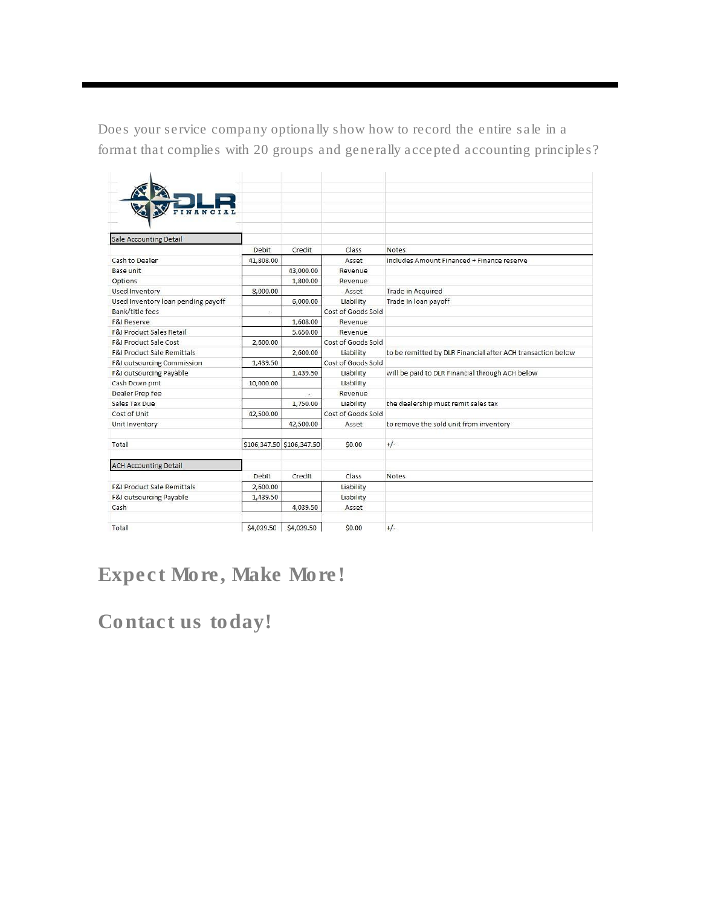Does your service company optionally show how to record the entire sale in a format that complies with 20 groups and generally accepted accounting principles?

DLR FINANCIAL

| Sale Accounting Detail | | | | |
|---|---|---|---|---|
| | Debit | Credit | Class | Notes |
| Cash to Dealer | 41,808.00 | | Asset | Includes Amount Financed + Finance reserve |
| Base unit | | 43,000.00 | Revenue | |
| Options | | 1,800.00 | Revenue | |
| Used Inventory | 8,000.00 | | Asset | Trade in Acquired |
| Used Inventory loan pending payoff | | 6,000.00 | Liability | Trade in loan payoff |
| Bank/title fees | - | | Cost of Goods Sold | |
| F&I Reserve | | 1,608.00 | Revenue | |
| F&I Product Sales Retail | | 5,650.00 | Revenue | |
| F&I Product Sale Cost | 2,600.00 | | Cost of Goods Sold | |
| F&I Product Sale Remittals | | 2,600.00 | Liability | to be remitted by DLR Financial after ACH transaction below |
| F&I outsourcing Commission | 1,439.50 | | Cost of Goods Sold | |
| F&I outsourcing Payable | | 1,439.50 | Liability | will be paid to DLR Financial through ACH below |
| Cash Down pmt | 10,000.00 | | Liability | |
| Dealer Prep fee | | - | Revenue | |
| Sales Tax Due | | 1,750.00 | Liability | the dealership must remit sales tax |
| Cost of Unit | 42,500.00 | | Cost of Goods Sold | |
| Unit Inventory | | 42,500.00 | Asset | to remove the sold unit from inventory |
| Total | $106,347.50 | $106,347.50 | $0.00 | +/- |

| ACH Accounting Detail | | | | |
|---|---|---|---|---|
| | Debit | Credit | Class | Notes |
| F&I Product Sale Remittals | 2,600.00 | | Liability | |
| F&I outsourcing Payable | 1,439.50 | | Liability | |
| Cash | | 4,039.50 | Asset | |
| Total | $4,039.50 | $4,039.50 | $0.00 | +/- |

## Expect More, Make More!

## Contact us today!